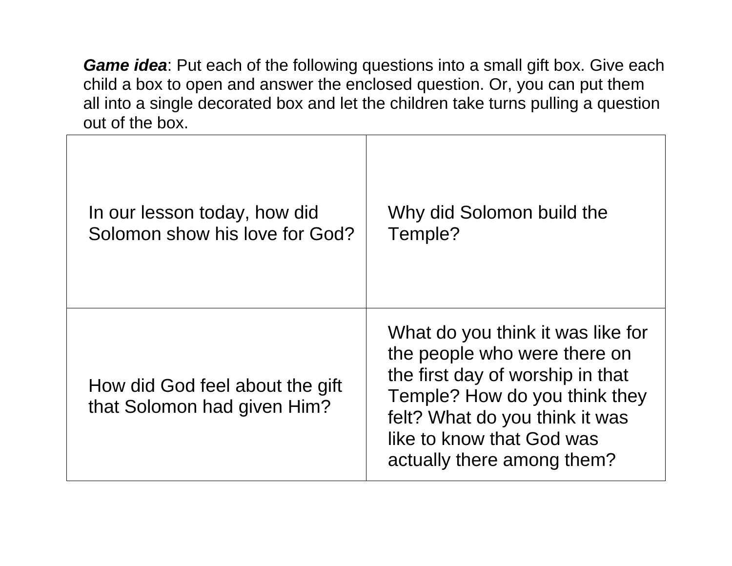***Game idea***: Put each of the following questions into a small gift box. Give each child a box to open and answer the enclosed question. Or, you can put them all into a single decorated box and let the children take turns pulling a question out of the box.

| | |
|---|---|
| In our lesson today, how did Solomon show his love for God? | Why did Solomon build the Temple? |
| How did God feel about the gift that Solomon had given Him? | What do you think it was like for the people who were there on the first day of worship in that Temple? How do you think they felt? What do you think it was like to know that God was actually there among them? |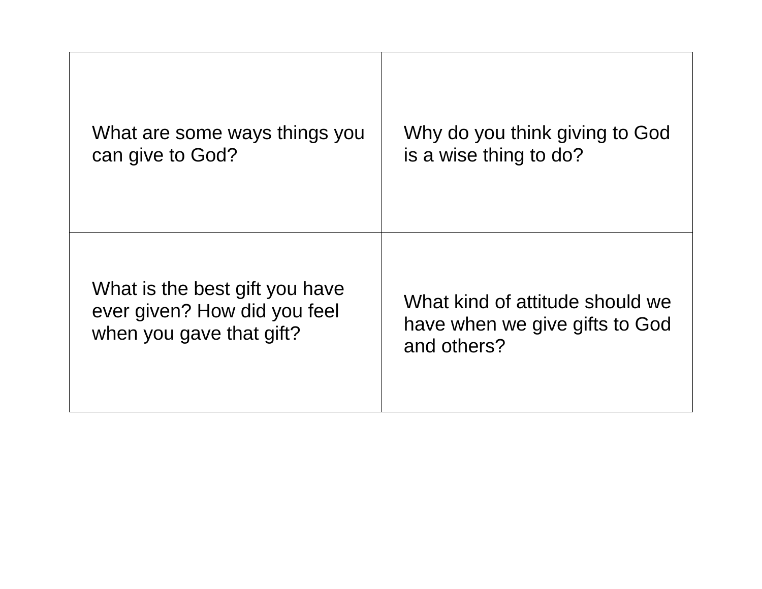| | |
|---|---|
| What are some ways things you can give to God? | Why do you think giving to God is a wise thing to do? |
| What is the best gift you have ever given? How did you feel when you gave that gift? | What kind of attitude should we have when we give gifts to God and others? |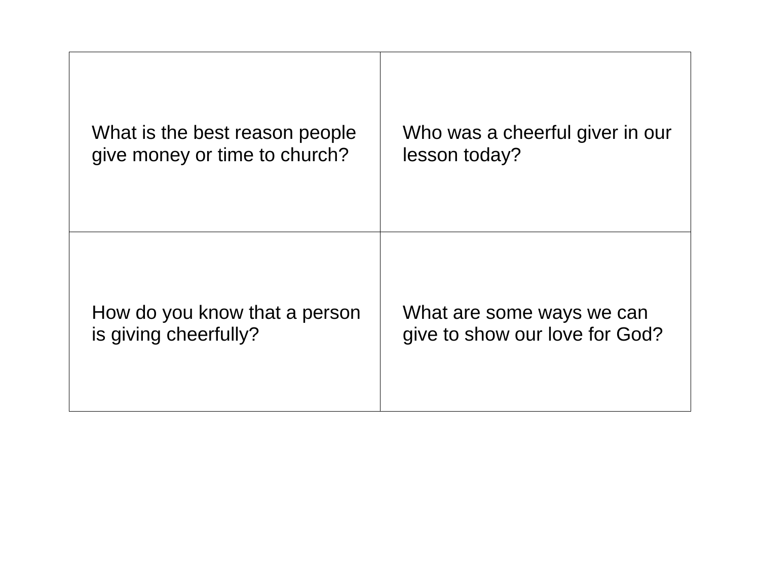| | |
|---|---|
| What is the best reason people give money or time to church? | Who was a cheerful giver in our lesson today? |
| How do you know that a person is giving cheerfully? | What are some ways we can give to show our love for God? |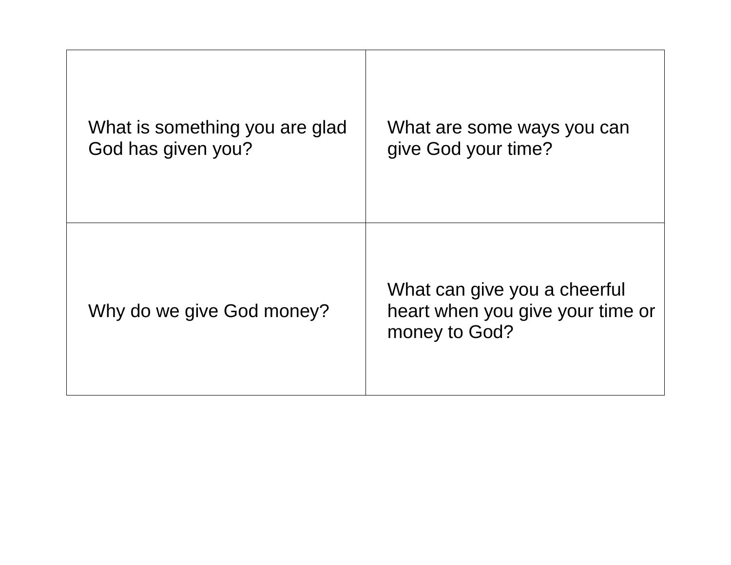| | |
|---|---|
| What is something you are glad God has given you? | What are some ways you can give God your time? |
| Why do we give God money? | What can give you a cheerful heart when you give your time or money to God? |